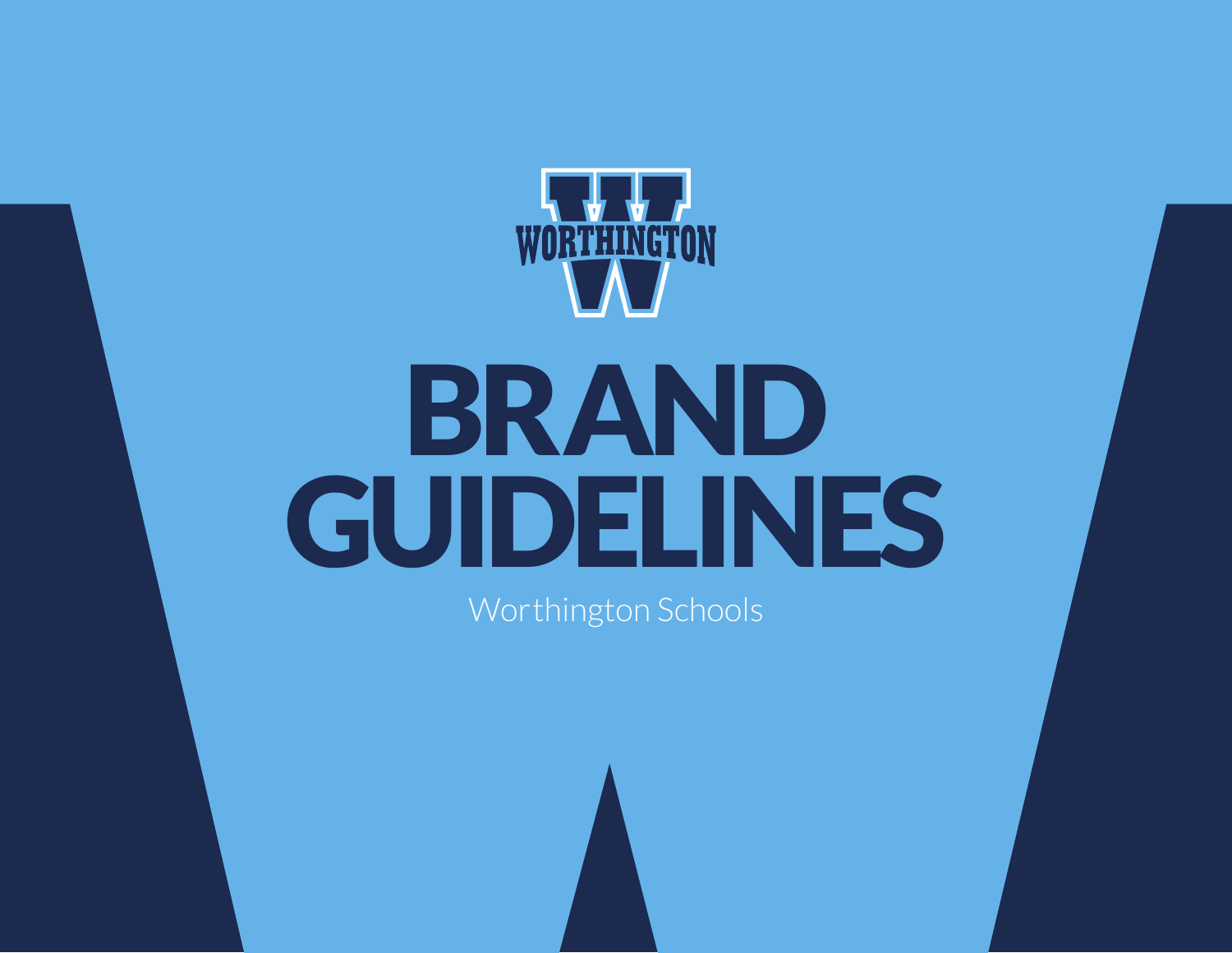# BRAND GUIDELINES

Worthington Schools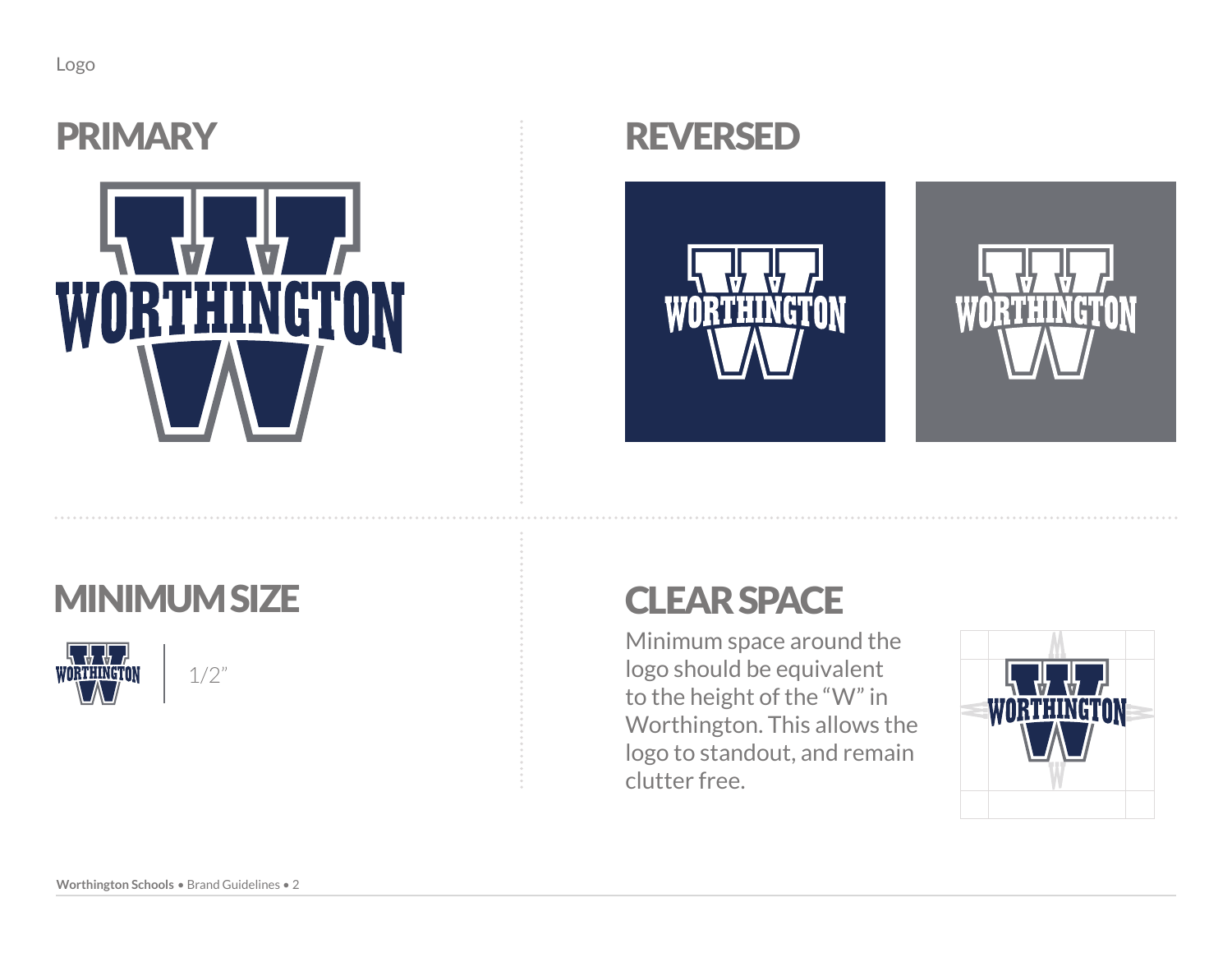Logo

## PRIMARY

## REVERSED

## MINIMUM SIZE

1/2"

## CLEAR SPACE

Minimum space around the logo should be equivalent to the height of the "W" in Worthington. This allows the logo to standout, and remain clutter free.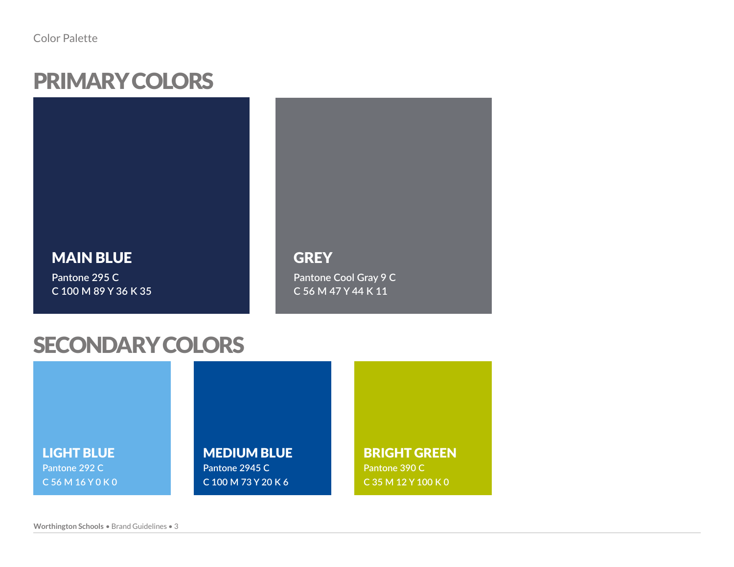Color Palette

# PRIMARY COLORS

### MAIN BLUE

Pantone 295 C
C 100 M 89 Y 36 K 35

### GREY

Pantone Cool Gray 9 C
C 56 M 47 Y 44 K 11

# SECONDARY COLORS

### LIGHT BLUE

Pantone 292 C
C 56 M 16 Y 0 K 0

### MEDIUM BLUE

Pantone 2945 C
C 100 M 73 Y 20 K 6

### BRIGHT GREEN

Pantone 390 C
C 35 M 12 Y 100 K 0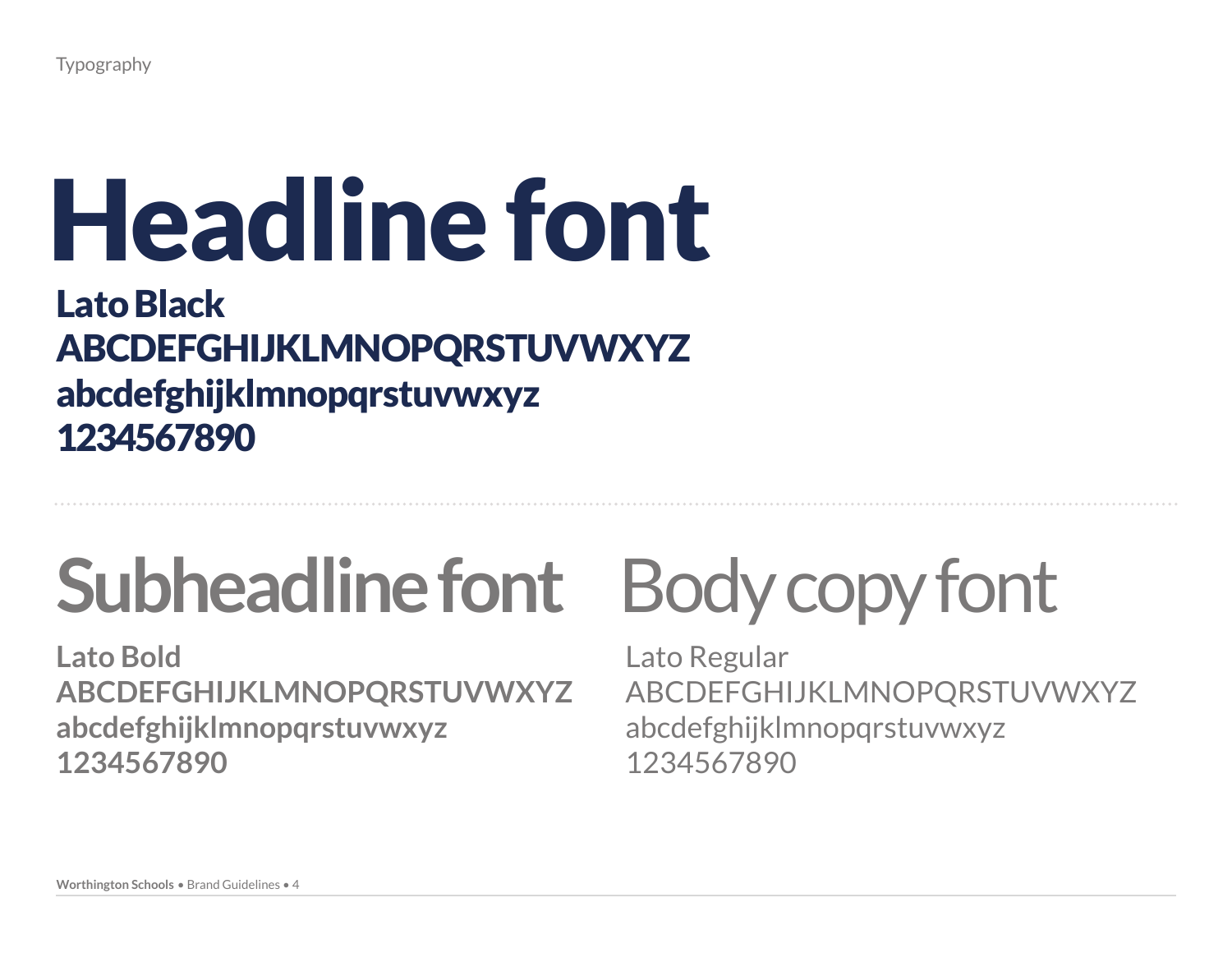Typography

# Headline font

**Lato Black**
**ABCDEFGHIJKLMNOPQRSTUVWXYZ**
**abcdefghijklmnopqrstuvwxyz**
**1234567890**

## Subheadline font

**Lato Bold**
**ABCDEFGHIJKLMNOPQRSTUVWXYZ**
**abcdefghijklmnopqrstuvwxyz**
**1234567890**

## Body copy font

Lato Regular
ABCDEFGHIJKLMNOPQRSTUVWXYZ
abcdefghijklmnopqrstuvwxyz
1234567890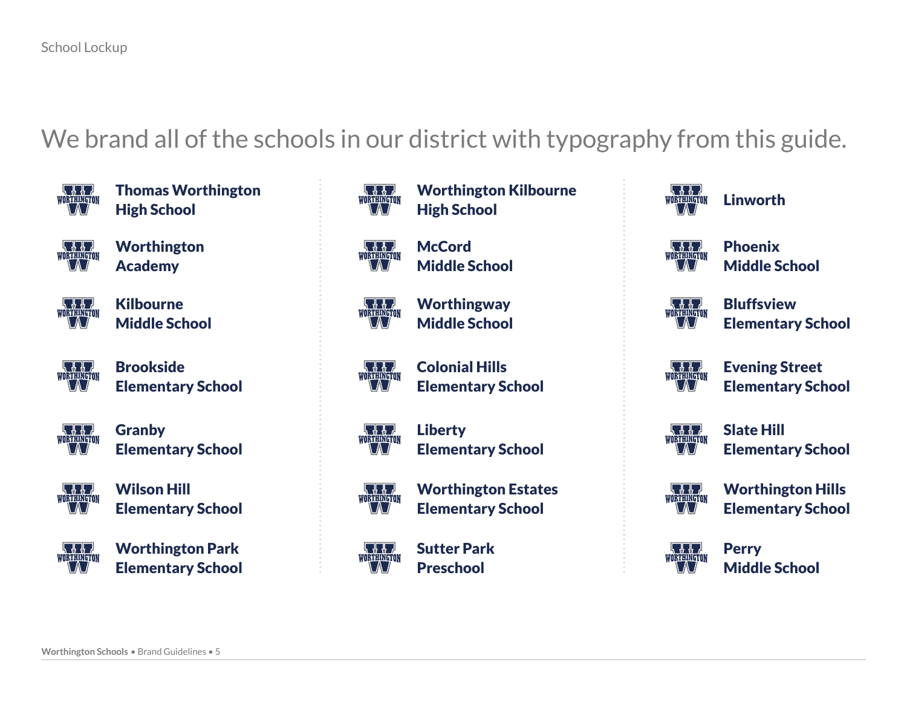School Lockup

## We brand all of the schools in our district with typography from this guide.

**Thomas Worthington High School**

**Worthington Academy**

**Kilbourne Middle School**

**Brookside Elementary School**

**Granby Elementary School**

**Wilson Hill Elementary School**

**Worthington Park Elementary School**

**Worthington Kilbourne High School**

**McCord Middle School**

**Worthingway Middle School**

**Colonial Hills Elementary School**

**Liberty Elementary School**

**Worthington Estates Elementary School**

**Sutter Park Preschool**

**Linworth**

**Phoenix Middle School**

**Bluffsview Elementary School**

**Evening Street Elementary School**

**Slate Hill Elementary School**

**Worthington Hills Elementary School**

**Perry Middle School**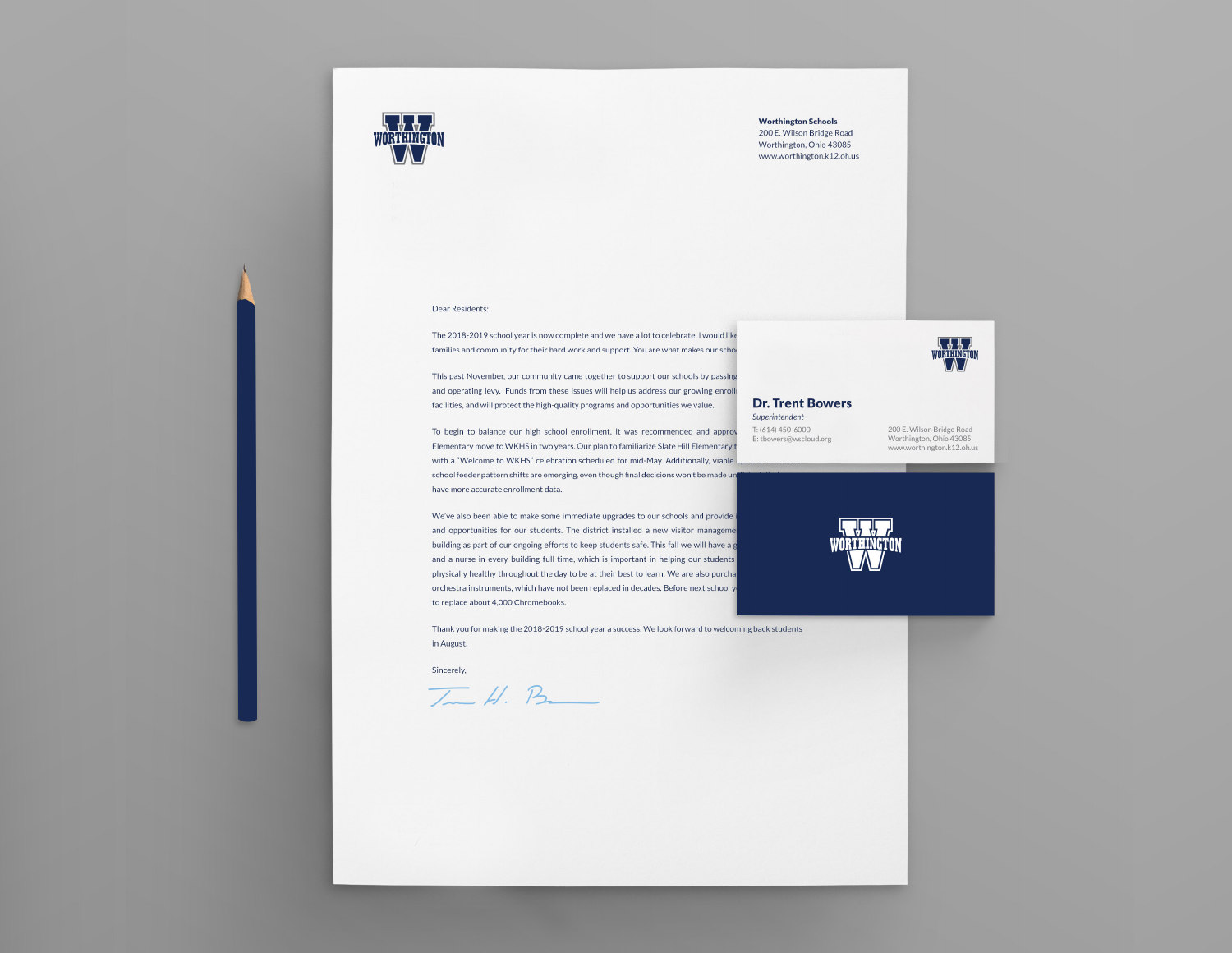WORTHINGTON

**Worthington Schools**
200 E. Wilson Bridge Road
Worthington, Ohio 43085
www.worthington.k12.oh.us

Dear Residents:

The 2018-2019 school year is now complete and we have a lot to celebrate. I would like families and community for their hard work and support. You are what makes our scho

This past November, our community came together to support our schools by passing and operating levy. Funds from these issues will help us address our growing enroll facilities, and will protect the high-quality programs and opportunities we value.

To begin to balance our high school enrollment, it was recommended and approv Elementary move to WKHS in two years. Our plan to familiarize Slate Hill Elementary t with a "Welcome to WKHS" celebration scheduled for mid-May. Additionally, viable school feeder pattern shifts are emerging, even though final decisions won't be made u have more accurate enrollment data.

We've also been able to make some immediate upgrades to our schools and provide and opportunities for our students. The district installed a new visitor manageme building as part of our ongoing efforts to keep students safe. This fall we will have a g and a nurse in every building full time, which is important in helping our students physically healthy throughout the day to be at their best to learn. We are also purcha orchestra instruments, which have not been replaced in decades. Before next school y to replace about 4,000 Chromebooks.

Thank you for making the 2018-2019 school year a success. We look forward to welcoming back students in August.

Sincerely,

WORTHINGTON

**Dr. Trent Bowers**
*Superintendent*
T: (614) 450-6000
E: tbowers@wscloud.org

200 E. Wilson Bridge Road
Worthington, Ohio 43085
www.worthington.k12.oh.us

WORTHINGTON